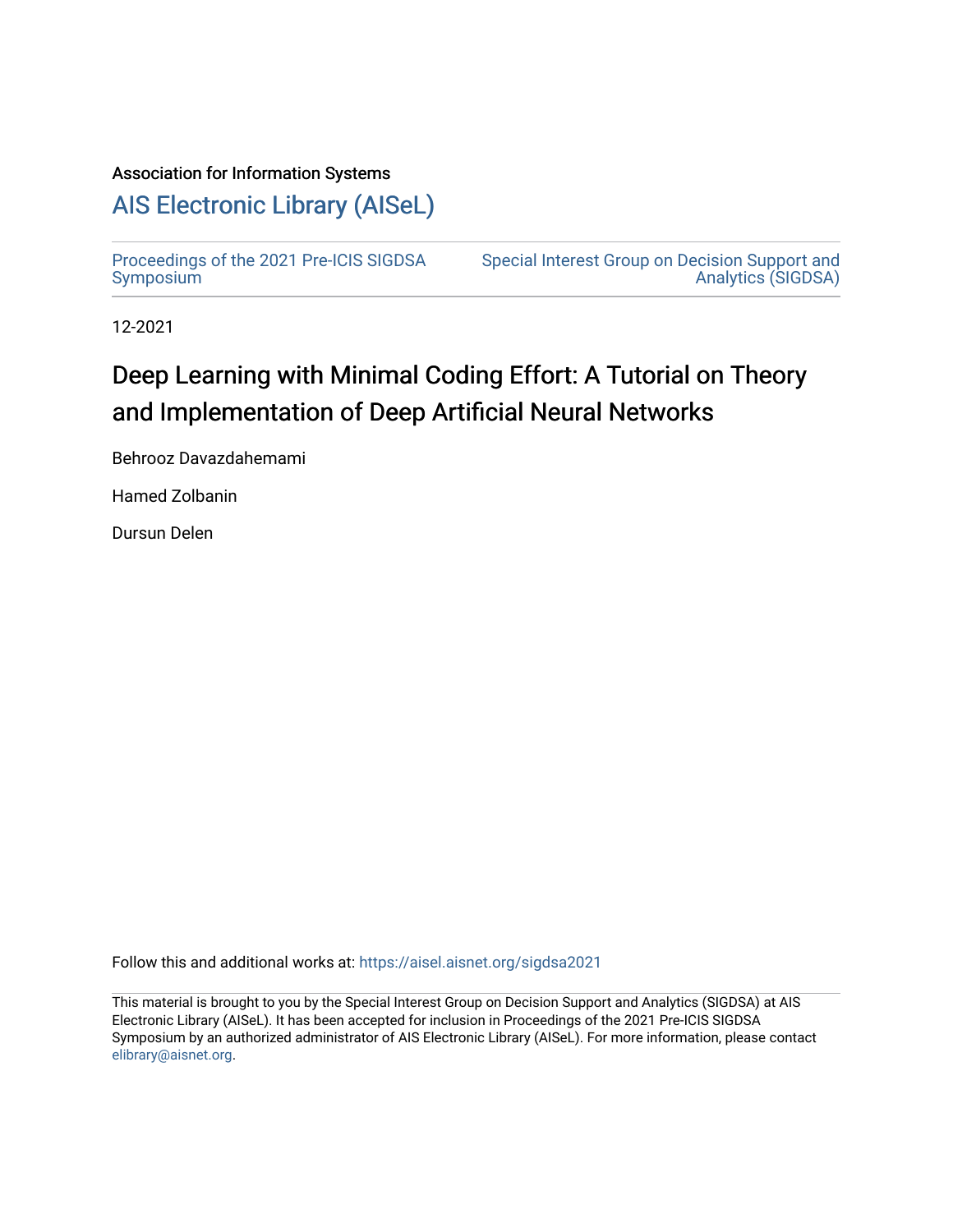Association for Information Systems

# AIS Electronic Library (AISeL)

Proceedings of the 2021 Pre-ICIS SIGDSA Symposium

Special Interest Group on Decision Support and Analytics (SIGDSA)

12-2021

## Deep Learning with Minimal Coding Effort: A Tutorial on Theory and Implementation of Deep Artificial Neural Networks

Behrooz Davazdahemami

Hamed Zolbanin

Dursun Delen

Follow this and additional works at: https://aisel.aisnet.org/sigdsa2021

This material is brought to you by the Special Interest Group on Decision Support and Analytics (SIGDSA) at AIS Electronic Library (AISeL). It has been accepted for inclusion in Proceedings of the 2021 Pre-ICIS SIGDSA Symposium by an authorized administrator of AIS Electronic Library (AISeL). For more information, please contact elibrary@aisnet.org.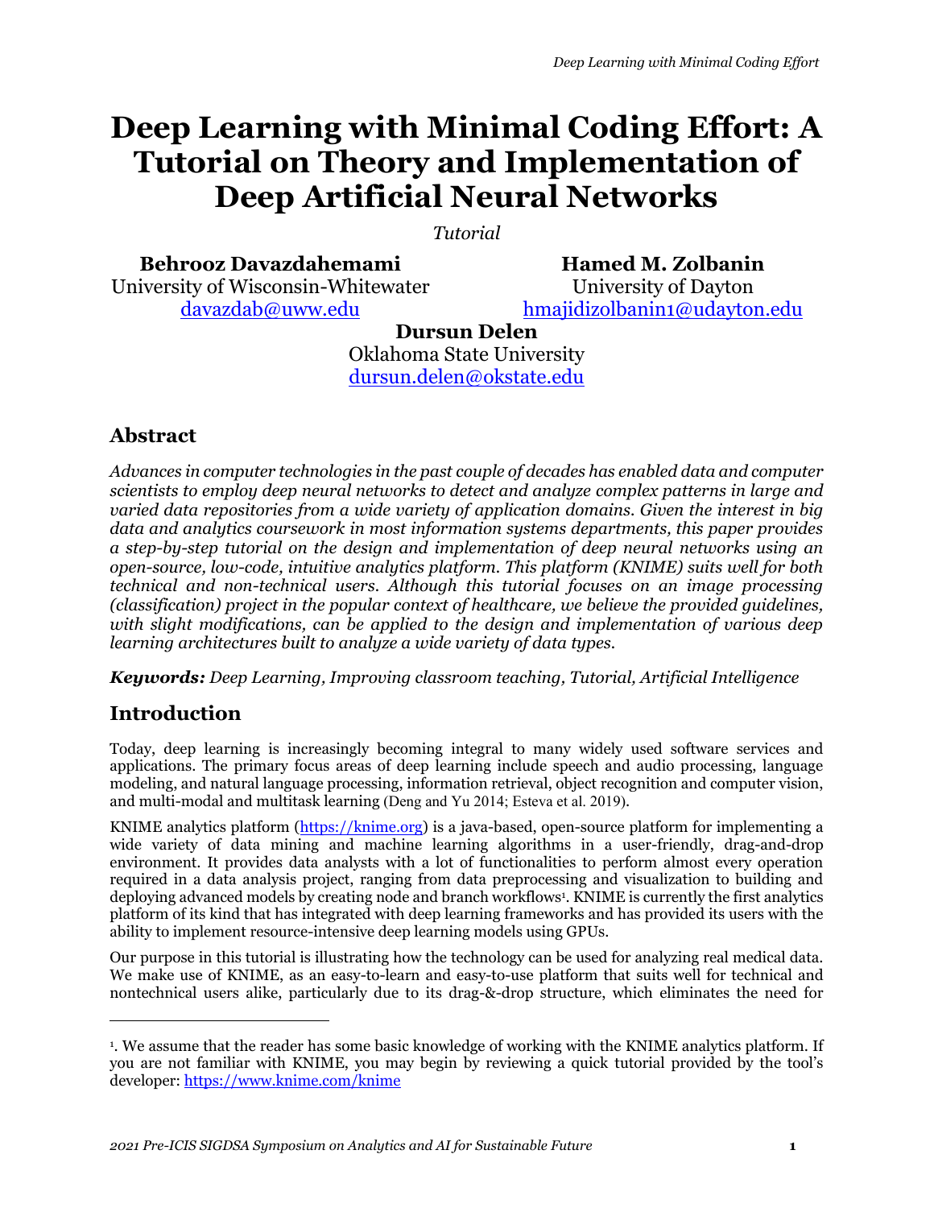# Deep Learning with Minimal Coding Effort: A Tutorial on Theory and Implementation of Deep Artificial Neural Networks

*Tutorial*

**Behrooz Davazdahemami**
University of Wisconsin-Whitewater
davazdab@uww.edu

**Hamed M. Zolbanin**
University of Dayton
hmajidizolbanin1@udayton.edu

**Dursun Delen**
Oklahoma State University
dursun.delen@okstate.edu

## Abstract

*Advances in computer technologies in the past couple of decades has enabled data and computer scientists to employ deep neural networks to detect and analyze complex patterns in large and varied data repositories from a wide variety of application domains. Given the interest in big data and analytics coursework in most information systems departments, this paper provides a step-by-step tutorial on the design and implementation of deep neural networks using an open-source, low-code, intuitive analytics platform. This platform (KNIME) suits well for both technical and non-technical users. Although this tutorial focuses on an image processing (classification) project in the popular context of healthcare, we believe the provided guidelines, with slight modifications, can be applied to the design and implementation of various deep learning architectures built to analyze a wide variety of data types.*

***Keywords:*** *Deep Learning, Improving classroom teaching, Tutorial, Artificial Intelligence*

## Introduction

Today, deep learning is increasingly becoming integral to many widely used software services and applications. The primary focus areas of deep learning include speech and audio processing, language modeling, and natural language processing, information retrieval, object recognition and computer vision, and multi-modal and multitask learning (Deng and Yu 2014; Esteva et al. 2019).

KNIME analytics platform (https://knime.org) is a java-based, open-source platform for implementing a wide variety of data mining and machine learning algorithms in a user-friendly, drag-and-drop environment. It provides data analysts with a lot of functionalities to perform almost every operation required in a data analysis project, ranging from data preprocessing and visualization to building and deploying advanced models by creating node and branch workflows[1]. KNIME is currently the first analytics platform of its kind that has integrated with deep learning frameworks and has provided its users with the ability to implement resource-intensive deep learning models using GPUs.

Our purpose in this tutorial is illustrating how the technology can be used for analyzing real medical data. We make use of KNIME, as an easy-to-learn and easy-to-use platform that suits well for technical and nontechnical users alike, particularly due to its drag-&-drop structure, which eliminates the need for

[1]. We assume that the reader has some basic knowledge of working with the KNIME analytics platform. If you are not familiar with KNIME, you may begin by reviewing a quick tutorial provided by the tool's developer: https://www.knime.com/knime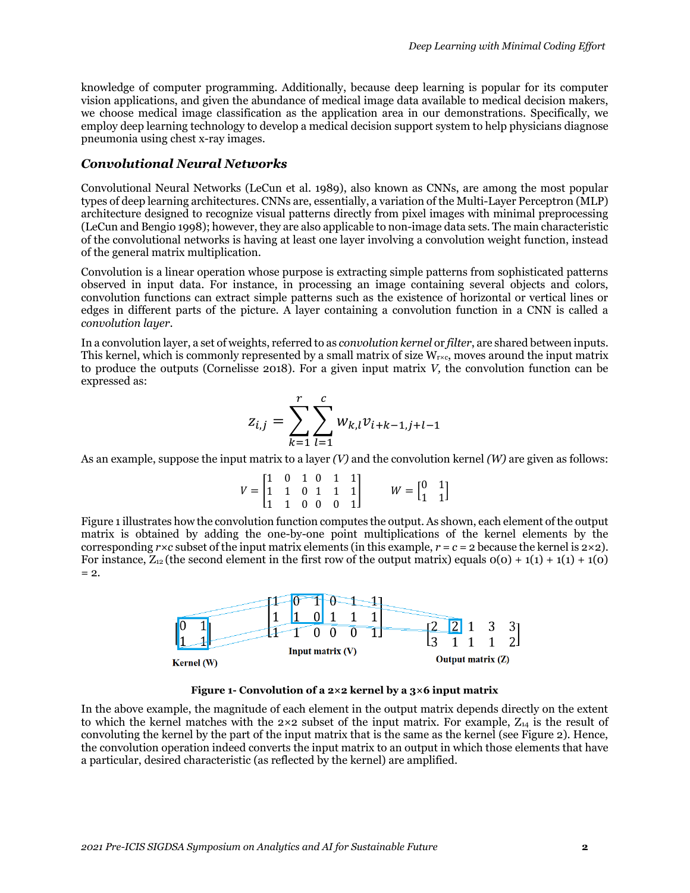knowledge of computer programming. Additionally, because deep learning is popular for its computer vision applications, and given the abundance of medical image data available to medical decision makers, we choose medical image classification as the application area in our demonstrations. Specifically, we employ deep learning technology to develop a medical decision support system to help physicians diagnose pneumonia using chest x-ray images.

## *Convolutional Neural Networks*

Convolutional Neural Networks (LeCun et al. 1989), also known as CNNs, are among the most popular types of deep learning architectures. CNNs are, essentially, a variation of the Multi-Layer Perceptron (MLP) architecture designed to recognize visual patterns directly from pixel images with minimal preprocessing (LeCun and Bengio 1998); however, they are also applicable to non-image data sets. The main characteristic of the convolutional networks is having at least one layer involving a convolution weight function, instead of the general matrix multiplication.

Convolution is a linear operation whose purpose is extracting simple patterns from sophisticated patterns observed in input data. For instance, in processing an image containing several objects and colors, convolution functions can extract simple patterns such as the existence of horizontal or vertical lines or edges in different parts of the picture. A layer containing a convolution function in a CNN is called a *convolution layer*.

In a convolution layer, a set of weights, referred to as *convolution kernel* or *filter*, are shared between inputs. This kernel, which is commonly represented by a small matrix of size $W_{r \times c}$, moves around the input matrix to produce the outputs (Cornelisse 2018). For a given input matrix *V,* the convolution function can be expressed as:

$$z_{i,j} = \sum_{k=1}^{r} \sum_{l=1}^{c} w_{k,l} v_{i+k-1,j+l-1}$$

As an example, suppose the input matrix to a layer *(V)* and the convolution kernel *(W)* are given as follows:

$$V = \begin{bmatrix} 1 & 0 & 1 & 0 & 1 & 1 \\ 1 & 1 & 0 & 1 & 1 & 1 \\ 1 & 1 & 0 & 0 & 0 & 1 \end{bmatrix} \qquad W = \begin{bmatrix} 0 & 1 \\ 1 & 1 \end{bmatrix}$$

Figure 1 illustrates how the convolution function computes the output. As shown, each element of the output matrix is obtained by adding the one-by-one point multiplications of the kernel elements by the corresponding $r \times c$ subset of the input matrix elements (in this example, $r = c = 2$ because the kernel is 2×2). For instance, $Z_{12}$ (the second element in the first row of the output matrix) equals 0(0) + 1(1) + 1(1) + 1(0) = 2.

$$\begin{bmatrix} 0 & 1 \\ 1 & 1 \end{bmatrix} \quad \begin{bmatrix} 1 & 0 & 1 & 0 & 1 & 1 \\ 1 & 1 & 0 & 1 & 1 & 1 \\ 1 & 1 & 0 & 0 & 0 & 1 \end{bmatrix} \quad \begin{bmatrix} 2 & 2 & 1 & 3 & 3 \\ 3 & 1 & 1 & 1 & 2 \end{bmatrix}$$

Kernel (W) — Input matrix (V) — Output matrix (Z)

**Figure 1- Convolution of a 2×2 kernel by a 3×6 input matrix**

In the above example, the magnitude of each element in the output matrix depends directly on the extent to which the kernel matches with the 2×2 subset of the input matrix. For example, $Z_{14}$ is the result of convoluting the kernel by the part of the input matrix that is the same as the kernel (see Figure 2). Hence, the convolution operation indeed converts the input matrix to an output in which those elements that have a particular, desired characteristic (as reflected by the kernel) are amplified.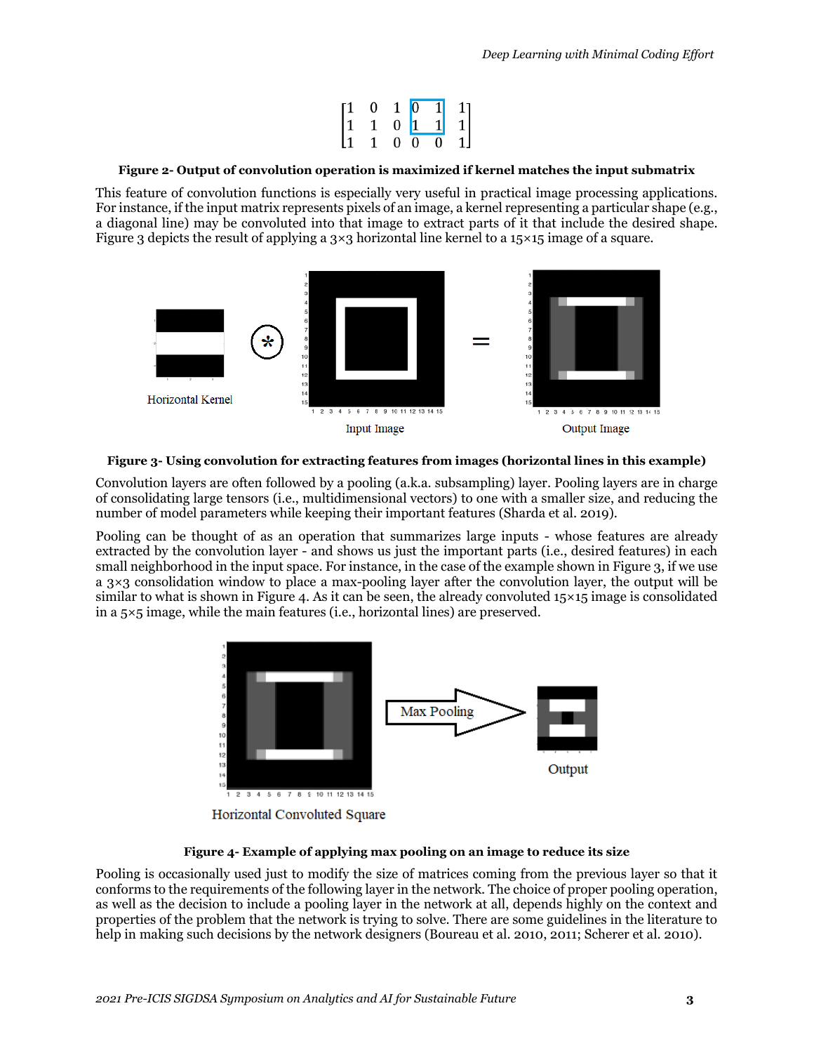$$\begin{bmatrix} 1 & 0 & 1 & 0 & 1 & 1 \\ 1 & 1 & 0 & 1 & 1 & 1 \\ 1 & 1 & 0 & 0 & 0 & 1 \end{bmatrix}$$

**Figure 2- Output of convolution operation is maximized if kernel matches the input submatrix**

This feature of convolution functions is especially very useful in practical image processing applications. For instance, if the input matrix represents pixels of an image, a kernel representing a particular shape (e.g., a diagonal line) may be convoluted into that image to extract parts of it that include the desired shape. Figure 3 depicts the result of applying a 3×3 horizontal line kernel to a 15×15 image of a square.

Horizontal Kernel

Input Image

Output Image

**Figure 3- Using convolution for extracting features from images (horizontal lines in this example)**

Convolution layers are often followed by a pooling (a.k.a. subsampling) layer. Pooling layers are in charge of consolidating large tensors (i.e., multidimensional vectors) to one with a smaller size, and reducing the number of model parameters while keeping their important features (Sharda et al. 2019).

Pooling can be thought of as an operation that summarizes large inputs - whose features are already extracted by the convolution layer - and shows us just the important parts (i.e., desired features) in each small neighborhood in the input space. For instance, in the case of the example shown in Figure 3, if we use a 3×3 consolidation window to place a max-pooling layer after the convolution layer, the output will be similar to what is shown in Figure 4. As it can be seen, the already convoluted 15×15 image is consolidated in a 5×5 image, while the main features (i.e., horizontal lines) are preserved.

Max Pooling

Horizontal Convoluted Square

Output

**Figure 4- Example of applying max pooling on an image to reduce its size**

Pooling is occasionally used just to modify the size of matrices coming from the previous layer so that it conforms to the requirements of the following layer in the network. The choice of proper pooling operation, as well as the decision to include a pooling layer in the network at all, depends highly on the context and properties of the problem that the network is trying to solve. There are some guidelines in the literature to help in making such decisions by the network designers (Boureau et al. 2010, 2011; Scherer et al. 2010).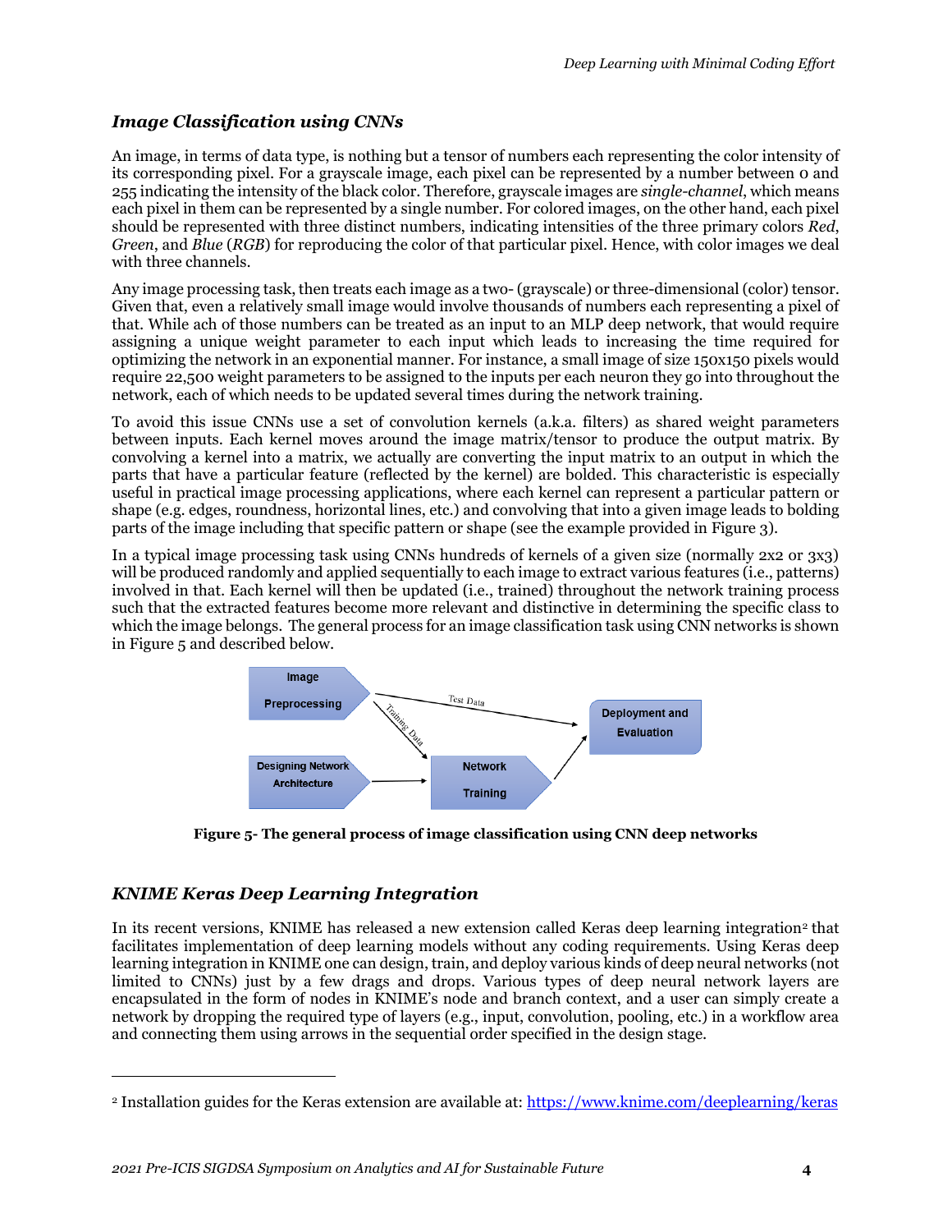### *Image Classification using CNNs*

An image, in terms of data type, is nothing but a tensor of numbers each representing the color intensity of its corresponding pixel. For a grayscale image, each pixel can be represented by a number between 0 and 255 indicating the intensity of the black color. Therefore, grayscale images are *single-channel*, which means each pixel in them can be represented by a single number. For colored images, on the other hand, each pixel should be represented with three distinct numbers, indicating intensities of the three primary colors *Red*, *Green*, and *Blue* (*RGB*) for reproducing the color of that particular pixel. Hence, with color images we deal with three channels.

Any image processing task, then treats each image as a two- (grayscale) or three-dimensional (color) tensor. Given that, even a relatively small image would involve thousands of numbers each representing a pixel of that. While ach of those numbers can be treated as an input to an MLP deep network, that would require assigning a unique weight parameter to each input which leads to increasing the time required for optimizing the network in an exponential manner. For instance, a small image of size 150x150 pixels would require 22,500 weight parameters to be assigned to the inputs per each neuron they go into throughout the network, each of which needs to be updated several times during the network training.

To avoid this issue CNNs use a set of convolution kernels (a.k.a. filters) as shared weight parameters between inputs. Each kernel moves around the image matrix/tensor to produce the output matrix. By convolving a kernel into a matrix, we actually are converting the input matrix to an output in which the parts that have a particular feature (reflected by the kernel) are bolded. This characteristic is especially useful in practical image processing applications, where each kernel can represent a particular pattern or shape (e.g. edges, roundness, horizontal lines, etc.) and convolving that into a given image leads to bolding parts of the image including that specific pattern or shape (see the example provided in Figure 3).

In a typical image processing task using CNNs hundreds of kernels of a given size (normally 2x2 or 3x3) will be produced randomly and applied sequentially to each image to extract various features (i.e., patterns) involved in that. Each kernel will then be updated (i.e., trained) throughout the network training process such that the extracted features become more relevant and distinctive in determining the specific class to which the image belongs. The general process for an image classification task using CNN networks is shown in Figure 5 and described below.

Image Preprocessing

Test Data

Training Data

Deployment and Evaluation

Designing Network Architecture

Network Training

**Figure 5- The general process of image classification using CNN deep networks**

### *KNIME Keras Deep Learning Integration*

In its recent versions, KNIME has released a new extension called Keras deep learning integration[2] that facilitates implementation of deep learning models without any coding requirements. Using Keras deep learning integration in KNIME one can design, train, and deploy various kinds of deep neural networks (not limited to CNNs) just by a few drags and drops. Various types of deep neural network layers are encapsulated in the form of nodes in KNIME's node and branch context, and a user can simply create a network by dropping the required type of layers (e.g., input, convolution, pooling, etc.) in a workflow area and connecting them using arrows in the sequential order specified in the design stage.

---

[2] Installation guides for the Keras extension are available at: https://www.knime.com/deeplearning/keras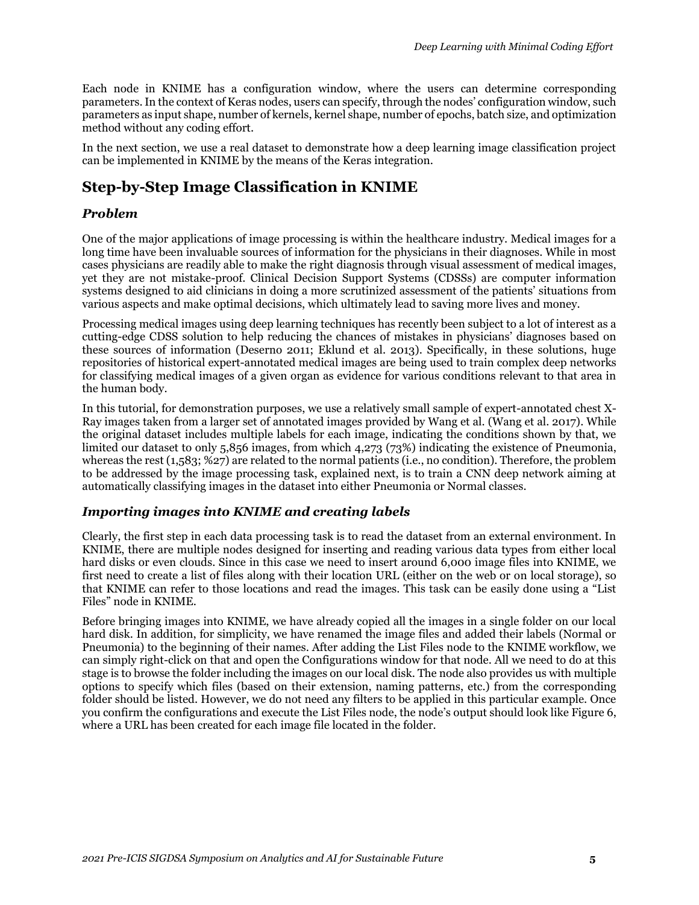Each node in KNIME has a configuration window, where the users can determine corresponding parameters. In the context of Keras nodes, users can specify, through the nodes' configuration window, such parameters as input shape, number of kernels, kernel shape, number of epochs, batch size, and optimization method without any coding effort.

In the next section, we use a real dataset to demonstrate how a deep learning image classification project can be implemented in KNIME by the means of the Keras integration.

## Step-by-Step Image Classification in KNIME

### *Problem*

One of the major applications of image processing is within the healthcare industry. Medical images for a long time have been invaluable sources of information for the physicians in their diagnoses. While in most cases physicians are readily able to make the right diagnosis through visual assessment of medical images, yet they are not mistake-proof. Clinical Decision Support Systems (CDSSs) are computer information systems designed to aid clinicians in doing a more scrutinized assessment of the patients' situations from various aspects and make optimal decisions, which ultimately lead to saving more lives and money.

Processing medical images using deep learning techniques has recently been subject to a lot of interest as a cutting-edge CDSS solution to help reducing the chances of mistakes in physicians' diagnoses based on these sources of information (Deserno 2011; Eklund et al. 2013). Specifically, in these solutions, huge repositories of historical expert-annotated medical images are being used to train complex deep networks for classifying medical images of a given organ as evidence for various conditions relevant to that area in the human body.

In this tutorial, for demonstration purposes, we use a relatively small sample of expert-annotated chest X-Ray images taken from a larger set of annotated images provided by Wang et al. (Wang et al. 2017). While the original dataset includes multiple labels for each image, indicating the conditions shown by that, we limited our dataset to only 5,856 images, from which 4,273 (73%) indicating the existence of Pneumonia, whereas the rest (1,583; %27) are related to the normal patients (i.e., no condition). Therefore, the problem to be addressed by the image processing task, explained next, is to train a CNN deep network aiming at automatically classifying images in the dataset into either Pneumonia or Normal classes.

### *Importing images into KNIME and creating labels*

Clearly, the first step in each data processing task is to read the dataset from an external environment. In KNIME, there are multiple nodes designed for inserting and reading various data types from either local hard disks or even clouds. Since in this case we need to insert around 6,000 image files into KNIME, we first need to create a list of files along with their location URL (either on the web or on local storage), so that KNIME can refer to those locations and read the images. This task can be easily done using a "List Files" node in KNIME.

Before bringing images into KNIME, we have already copied all the images in a single folder on our local hard disk. In addition, for simplicity, we have renamed the image files and added their labels (Normal or Pneumonia) to the beginning of their names. After adding the List Files node to the KNIME workflow, we can simply right-click on that and open the Configurations window for that node. All we need to do at this stage is to browse the folder including the images on our local disk. The node also provides us with multiple options to specify which files (based on their extension, naming patterns, etc.) from the corresponding folder should be listed. However, we do not need any filters to be applied in this particular example. Once you confirm the configurations and execute the List Files node, the node's output should look like Figure 6, where a URL has been created for each image file located in the folder.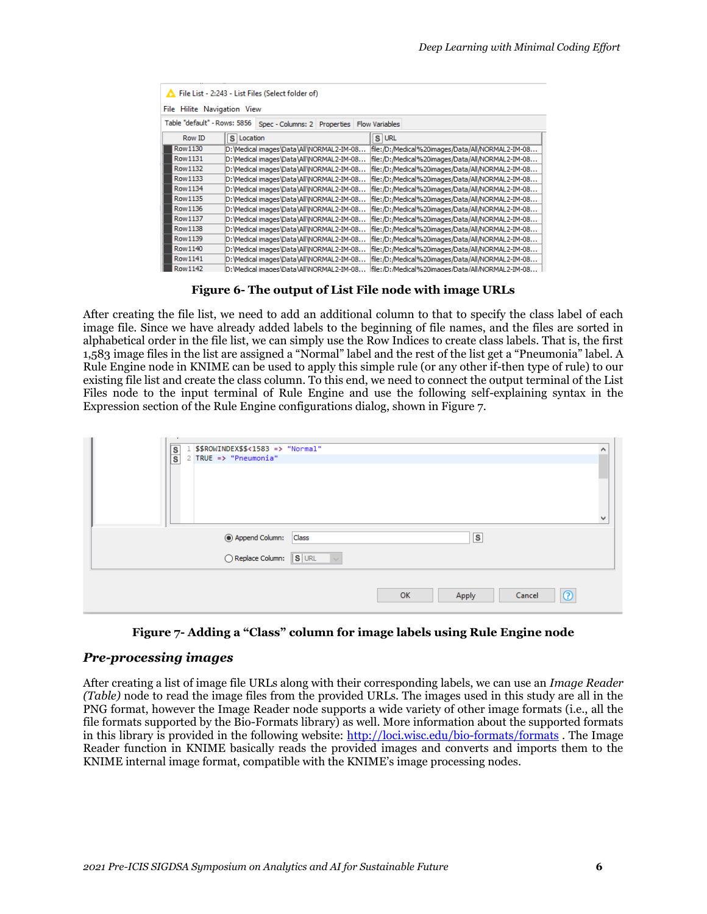**Figure 6- The output of List File node with image URLs**

After creating the file list, we need to add an additional column to that to specify the class label of each image file. Since we have already added labels to the beginning of file names, and the files are sorted in alphabetical order in the file list, we can simply use the Row Indices to create class labels. That is, the first 1,583 image files in the list are assigned a "Normal" label and the rest of the list get a "Pneumonia" label. A Rule Engine node in KNIME can be used to apply this simple rule (or any other if-then type of rule) to our existing file list and create the class column. To this end, we need to connect the output terminal of the List Files node to the input terminal of Rule Engine and use the following self-explaining syntax in the Expression section of the Rule Engine configurations dialog, shown in Figure 7.

```
$$ROWINDEX$$<1583 => "Normal"
TRUE => "Pneumonia"
```

**Figure 7- Adding a "Class" column for image labels using Rule Engine node**

### *Pre-processing images*

After creating a list of image file URLs along with their corresponding labels, we can use an *Image Reader (Table)* node to read the image files from the provided URLs. The images used in this study are all in the PNG format, however the Image Reader node supports a wide variety of other image formats (i.e., all the file formats supported by the Bio-Formats library) as well. More information about the supported formats in this library is provided in the following website: http://loci.wisc.edu/bio-formats/formats . The Image Reader function in KNIME basically reads the provided images and converts and imports them to the KNIME internal image format, compatible with the KNIME's image processing nodes.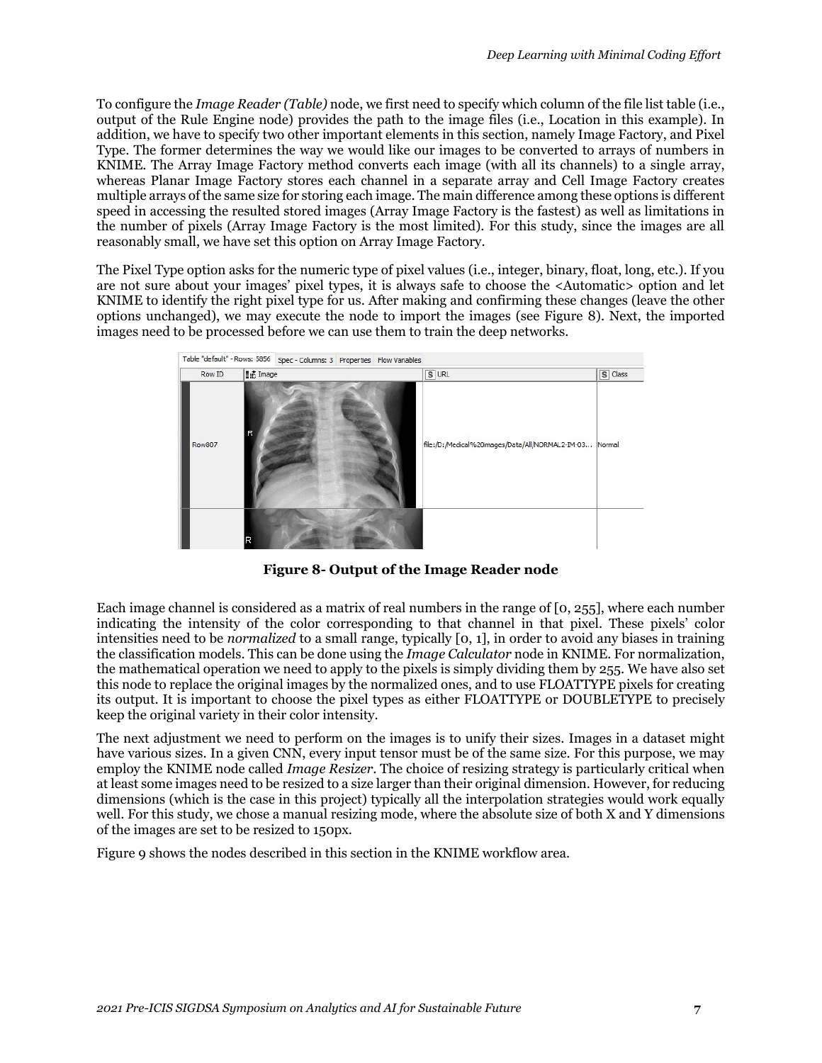To configure the *Image Reader (Table)* node, we first need to specify which column of the file list table (i.e., output of the Rule Engine node) provides the path to the image files (i.e., Location in this example). In addition, we have to specify two other important elements in this section, namely Image Factory, and Pixel Type. The former determines the way we would like our images to be converted to arrays of numbers in KNIME. The Array Image Factory method converts each image (with all its channels) to a single array, whereas Planar Image Factory stores each channel in a separate array and Cell Image Factory creates multiple arrays of the same size for storing each image. The main difference among these options is different speed in accessing the resulted stored images (Array Image Factory is the fastest) as well as limitations in the number of pixels (Array Image Factory is the most limited). For this study, since the images are all reasonably small, we have set this option on Array Image Factory.

The Pixel Type option asks for the numeric type of pixel values (i.e., integer, binary, float, long, etc.). If you are not sure about your images' pixel types, it is always safe to choose the <Automatic> option and let KNIME to identify the right pixel type for us. After making and confirming these changes (leave the other options unchanged), we may execute the node to import the images (see Figure 8). Next, the imported images need to be processed before we can use them to train the deep networks.

**Figure 8- Output of the Image Reader node**

Each image channel is considered as a matrix of real numbers in the range of [0, 255], where each number indicating the intensity of the color corresponding to that channel in that pixel. These pixels' color intensities need to be *normalized* to a small range, typically [0, 1], in order to avoid any biases in training the classification models. This can be done using the *Image Calculator* node in KNIME. For normalization, the mathematical operation we need to apply to the pixels is simply dividing them by 255. We have also set this node to replace the original images by the normalized ones, and to use FLOATTYPE pixels for creating its output. It is important to choose the pixel types as either FLOATTYPE or DOUBLETYPE to precisely keep the original variety in their color intensity.

The next adjustment we need to perform on the images is to unify their sizes. Images in a dataset might have various sizes. In a given CNN, every input tensor must be of the same size. For this purpose, we may employ the KNIME node called *Image Resizer*. The choice of resizing strategy is particularly critical when at least some images need to be resized to a size larger than their original dimension. However, for reducing dimensions (which is the case in this project) typically all the interpolation strategies would work equally well. For this study, we chose a manual resizing mode, where the absolute size of both X and Y dimensions of the images are set to be resized to 150px.

Figure 9 shows the nodes described in this section in the KNIME workflow area.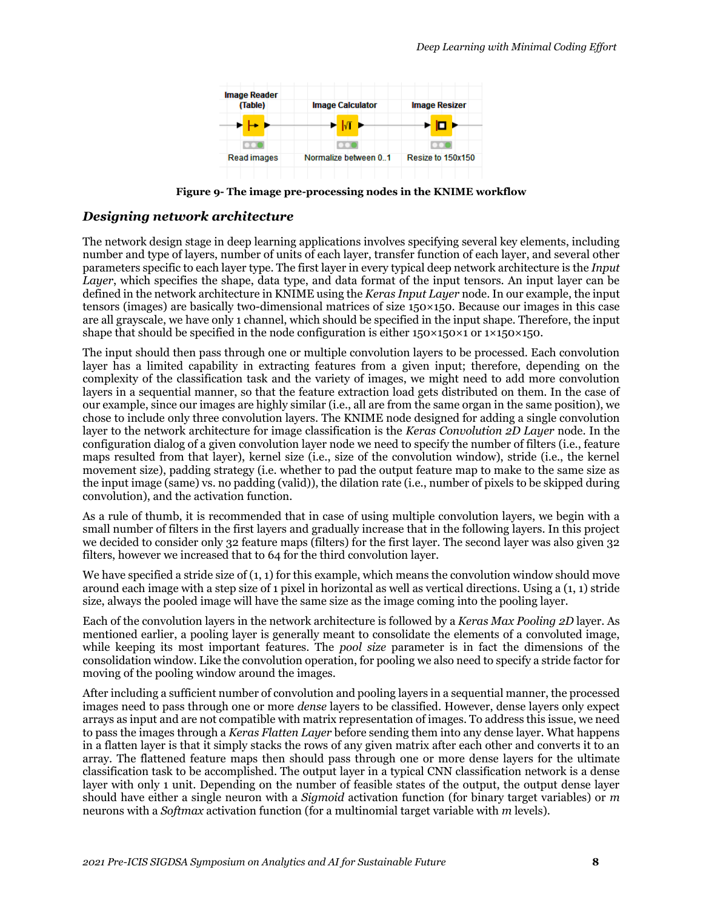Image Reader (Table)
Image Calculator
Image Resizer
Read images
Normalize between 0..1
Resize to 150x150

**Figure 9- The image pre-processing nodes in the KNIME workflow**

## *Designing network architecture*

The network design stage in deep learning applications involves specifying several key elements, including number and type of layers, number of units of each layer, transfer function of each layer, and several other parameters specific to each layer type. The first layer in every typical deep network architecture is the *Input Layer*, which specifies the shape, data type, and data format of the input tensors. An input layer can be defined in the network architecture in KNIME using the *Keras Input Layer* node. In our example, the input tensors (images) are basically two-dimensional matrices of size 150×150. Because our images in this case are all grayscale, we have only 1 channel, which should be specified in the input shape. Therefore, the input shape that should be specified in the node configuration is either 150×150×1 or 1×150×150.

The input should then pass through one or multiple convolution layers to be processed. Each convolution layer has a limited capability in extracting features from a given input; therefore, depending on the complexity of the classification task and the variety of images, we might need to add more convolution layers in a sequential manner, so that the feature extraction load gets distributed on them. In the case of our example, since our images are highly similar (i.e., all are from the same organ in the same position), we chose to include only three convolution layers. The KNIME node designed for adding a single convolution layer to the network architecture for image classification is the *Keras Convolution 2D Layer* node. In the configuration dialog of a given convolution layer node we need to specify the number of filters (i.e., feature maps resulted from that layer), kernel size (i.e., size of the convolution window), stride (i.e., the kernel movement size), padding strategy (i.e. whether to pad the output feature map to make to the same size as the input image (same) vs. no padding (valid)), the dilation rate (i.e., number of pixels to be skipped during convolution), and the activation function.

As a rule of thumb, it is recommended that in case of using multiple convolution layers, we begin with a small number of filters in the first layers and gradually increase that in the following layers. In this project we decided to consider only 32 feature maps (filters) for the first layer. The second layer was also given 32 filters, however we increased that to 64 for the third convolution layer.

We have specified a stride size of (1, 1) for this example, which means the convolution window should move around each image with a step size of 1 pixel in horizontal as well as vertical directions. Using a (1, 1) stride size, always the pooled image will have the same size as the image coming into the pooling layer.

Each of the convolution layers in the network architecture is followed by a *Keras Max Pooling 2D* layer. As mentioned earlier, a pooling layer is generally meant to consolidate the elements of a convoluted image, while keeping its most important features. The *pool size* parameter is in fact the dimensions of the consolidation window. Like the convolution operation, for pooling we also need to specify a stride factor for moving of the pooling window around the images.

After including a sufficient number of convolution and pooling layers in a sequential manner, the processed images need to pass through one or more *dense* layers to be classified. However, dense layers only expect arrays as input and are not compatible with matrix representation of images. To address this issue, we need to pass the images through a *Keras Flatten Layer* before sending them into any dense layer. What happens in a flatten layer is that it simply stacks the rows of any given matrix after each other and converts it to an array. The flattened feature maps then should pass through one or more dense layers for the ultimate classification task to be accomplished. The output layer in a typical CNN classification network is a dense layer with only 1 unit. Depending on the number of feasible states of the output, the output dense layer should have either a single neuron with a *Sigmoid* activation function (for binary target variables) or *m* neurons with a *Softmax* activation function (for a multinomial target variable with *m* levels).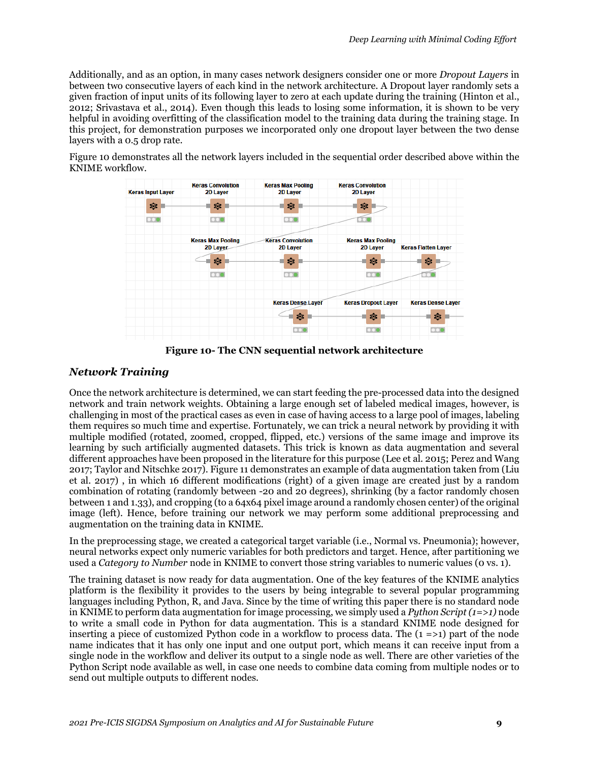Additionally, and as an option, in many cases network designers consider one or more *Dropout Layers* in between two consecutive layers of each kind in the network architecture. A Dropout layer randomly sets a given fraction of input units of its following layer to zero at each update during the training (Hinton et al., 2012; Srivastava et al., 2014). Even though this leads to losing some information, it is shown to be very helpful in avoiding overfitting of the classification model to the training data during the training stage. In this project, for demonstration purposes we incorporated only one dropout layer between the two dense layers with a 0.5 drop rate.

Figure 10 demonstrates all the network layers included in the sequential order described above within the KNIME workflow.

Keras Input Layer
Keras Convolution 2D Layer
Keras Max Pooling 2D Layer
Keras Convolution 2D Layer
Keras Max Pooling 2D Layer
Keras Convolution 2D Layer
Keras Max Pooling 2D Layer
Keras Flatten Layer
Keras Dense Layer
Keras Dropout Layer
Keras Dense Layer

**Figure 10- The CNN sequential network architecture**

### *Network Training*

Once the network architecture is determined, we can start feeding the pre-processed data into the designed network and train network weights. Obtaining a large enough set of labeled medical images, however, is challenging in most of the practical cases as even in case of having access to a large pool of images, labeling them requires so much time and expertise. Fortunately, we can trick a neural network by providing it with multiple modified (rotated, zoomed, cropped, flipped, etc.) versions of the same image and improve its learning by such artificially augmented datasets. This trick is known as data augmentation and several different approaches have been proposed in the literature for this purpose (Lee et al. 2015; Perez and Wang 2017; Taylor and Nitschke 2017). Figure 11 demonstrates an example of data augmentation taken from (Liu et al. 2017) , in which 16 different modifications (right) of a given image are created just by a random combination of rotating (randomly between -20 and 20 degrees), shrinking (by a factor randomly chosen between 1 and 1.33), and cropping (to a 64x64 pixel image around a randomly chosen center) of the original image (left). Hence, before training our network we may perform some additional preprocessing and augmentation on the training data in KNIME.

In the preprocessing stage, we created a categorical target variable (i.e., Normal vs. Pneumonia); however, neural networks expect only numeric variables for both predictors and target. Hence, after partitioning we used a *Category to Number* node in KNIME to convert those string variables to numeric values (0 vs. 1).

The training dataset is now ready for data augmentation. One of the key features of the KNIME analytics platform is the flexibility it provides to the users by being integrable to several popular programming languages including Python, R, and Java. Since by the time of writing this paper there is no standard node in KNIME to perform data augmentation for image processing, we simply used a *Python Script (1=>1)* node to write a small code in Python for data augmentation. This is a standard KNIME node designed for inserting a piece of customized Python code in a workflow to process data. The (1 =>1) part of the node name indicates that it has only one input and one output port, which means it can receive input from a single node in the workflow and deliver its output to a single node as well. There are other varieties of the Python Script node available as well, in case one needs to combine data coming from multiple nodes or to send out multiple outputs to different nodes.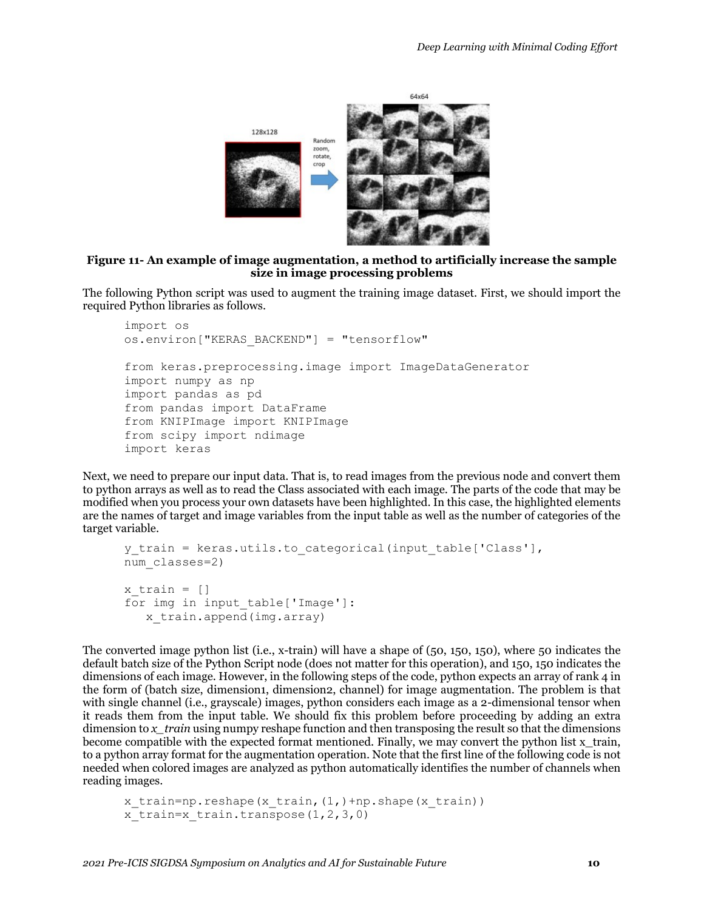128x128

Random zoom, rotate, crop

64x64

**Figure 11- An example of image augmentation, a method to artificially increase the sample size in image processing problems**

The following Python script was used to augment the training image dataset. First, we should import the required Python libraries as follows.

```
import os
os.environ["KERAS_BACKEND"] = "tensorflow"

from keras.preprocessing.image import ImageDataGenerator
import numpy as np
import pandas as pd
from pandas import DataFrame
from KNIPImage import KNIPImage
from scipy import ndimage
import keras
```

Next, we need to prepare our input data. That is, to read images from the previous node and convert them to python arrays as well as to read the Class associated with each image. The parts of the code that may be modified when you process your own datasets have been highlighted. In this case, the highlighted elements are the names of target and image variables from the input table as well as the number of categories of the target variable.

```
y_train = keras.utils.to_categorical(input_table['Class'],
num_classes=2)

x_train = []
for img in input_table['Image']:
   x_train.append(img.array)
```

The converted image python list (i.e., x-train) will have a shape of (50, 150, 150), where 50 indicates the default batch size of the Python Script node (does not matter for this operation), and 150, 150 indicates the dimensions of each image. However, in the following steps of the code, python expects an array of rank 4 in the form of (batch size, dimension1, dimension2, channel) for image augmentation. The problem is that with single channel (i.e., grayscale) images, python considers each image as a 2-dimensional tensor when it reads them from the input table. We should fix this problem before proceeding by adding an extra dimension to *x_train* using numpy reshape function and then transposing the result so that the dimensions become compatible with the expected format mentioned. Finally, we may convert the python list x_train, to a python array format for the augmentation operation. Note that the first line of the following code is not needed when colored images are analyzed as python automatically identifies the number of channels when reading images.

```
x_train=np.reshape(x_train,(1,)+np.shape(x_train))
x_train=x_train.transpose(1,2,3,0)
```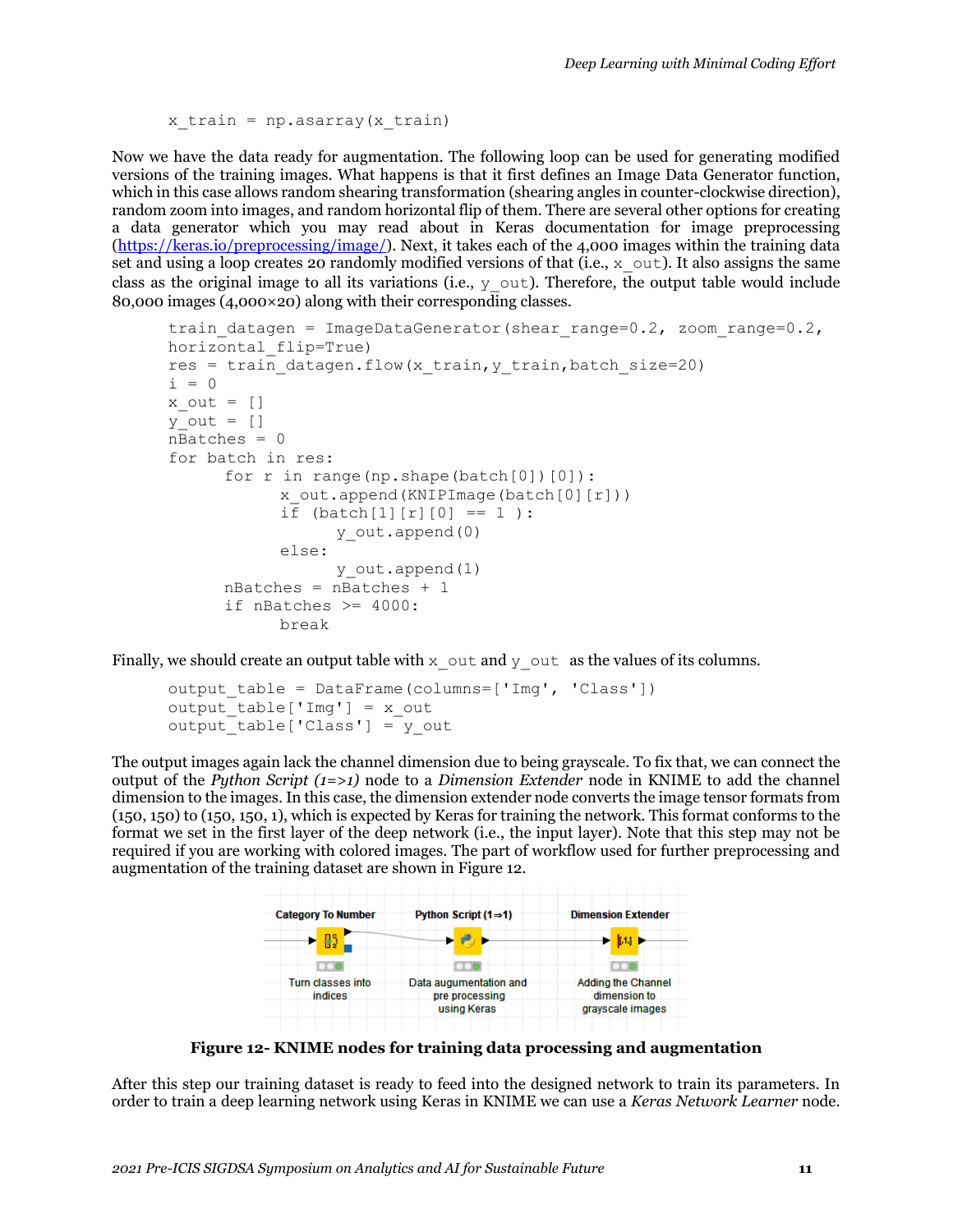```
x_train = np.asarray(x_train)
```

Now we have the data ready for augmentation. The following loop can be used for generating modified versions of the training images. What happens is that it first defines an Image Data Generator function, which in this case allows random shearing transformation (shearing angles in counter-clockwise direction), random zoom into images, and random horizontal flip of them. There are several other options for creating a data generator which you may read about in Keras documentation for image preprocessing (https://keras.io/preprocessing/image/). Next, it takes each of the 4,000 images within the training data set and using a loop creates 20 randomly modified versions of that (i.e., `x_out`). It also assigns the same class as the original image to all its variations (i.e., `y_out`). Therefore, the output table would include 80,000 images (4,000×20) along with their corresponding classes.

```
train_datagen = ImageDataGenerator(shear_range=0.2, zoom_range=0.2,
horizontal_flip=True)
res = train_datagen.flow(x_train,y_train,batch_size=20)
i = 0
x_out = []
y_out = []
nBatches = 0
for batch in res:
      for r in range(np.shape(batch[0])[0]):
            x_out.append(KNIPImage(batch[0][r]))
            if (batch[1][r][0] == 1 ):
                  y_out.append(0)
            else:
                  y_out.append(1)
      nBatches = nBatches + 1
      if nBatches >= 4000:
            break
```

Finally, we should create an output table with `x_out` and `y_out` as the values of its columns.

```
output_table = DataFrame(columns=['Img', 'Class'])
output_table['Img'] = x_out
output_table['Class'] = y_out
```

The output images again lack the channel dimension due to being grayscale. To fix that, we can connect the output of the *Python Script (1=>1)* node to a *Dimension Extender* node in KNIME to add the channel dimension to the images. In this case, the dimension extender node converts the image tensor formats from (150, 150) to (150, 150, 1), which is expected by Keras for training the network. This format conforms to the format we set in the first layer of the deep network (i.e., the input layer). Note that this step may not be required if you are working with colored images. The part of workflow used for further preprocessing and augmentation of the training dataset are shown in Figure 12.

Category To Number
Turn classes into indices
Python Script (1⇒1)
Data augmentation and pre processing using Keras
Dimension Extender
Adding the Channel dimension to grayscale images

**Figure 12- KNIME nodes for training data processing and augmentation**

After this step our training dataset is ready to feed into the designed network to train its parameters. In order to train a deep learning network using Keras in KNIME we can use a *Keras Network Learner* node.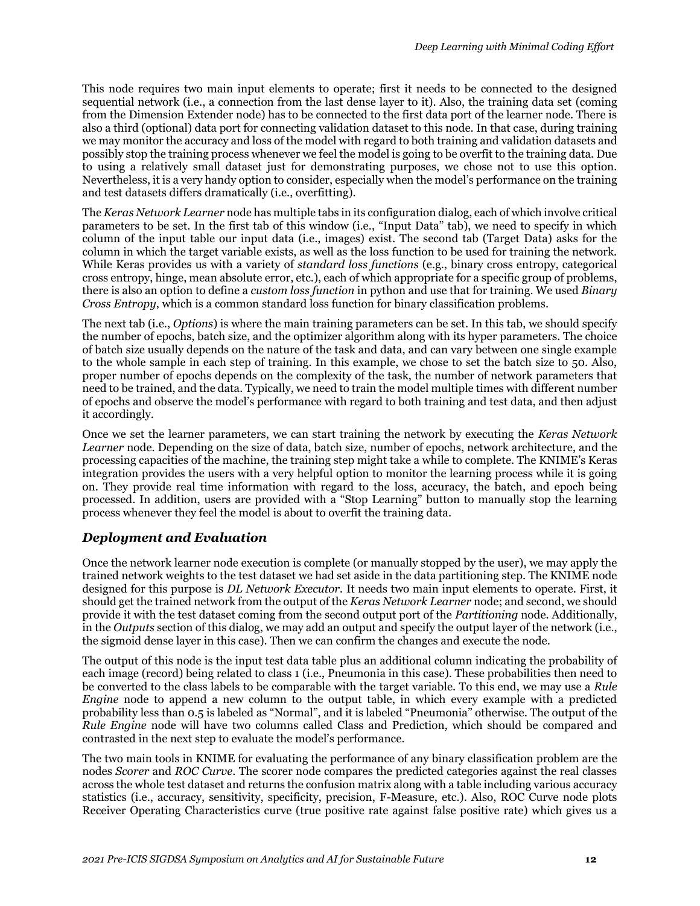This node requires two main input elements to operate; first it needs to be connected to the designed sequential network (i.e., a connection from the last dense layer to it). Also, the training data set (coming from the Dimension Extender node) has to be connected to the first data port of the learner node. There is also a third (optional) data port for connecting validation dataset to this node. In that case, during training we may monitor the accuracy and loss of the model with regard to both training and validation datasets and possibly stop the training process whenever we feel the model is going to be overfit to the training data. Due to using a relatively small dataset just for demonstrating purposes, we chose not to use this option. Nevertheless, it is a very handy option to consider, especially when the model's performance on the training and test datasets differs dramatically (i.e., overfitting).

The *Keras Network Learner* node has multiple tabs in its configuration dialog, each of which involve critical parameters to be set. In the first tab of this window (i.e., "Input Data" tab), we need to specify in which column of the input table our input data (i.e., images) exist. The second tab (Target Data) asks for the column in which the target variable exists, as well as the loss function to be used for training the network. While Keras provides us with a variety of *standard loss functions* (e.g., binary cross entropy, categorical cross entropy, hinge, mean absolute error, etc.), each of which appropriate for a specific group of problems, there is also an option to define a *custom loss function* in python and use that for training. We used *Binary Cross Entropy*, which is a common standard loss function for binary classification problems.

The next tab (i.e., *Options*) is where the main training parameters can be set. In this tab, we should specify the number of epochs, batch size, and the optimizer algorithm along with its hyper parameters. The choice of batch size usually depends on the nature of the task and data, and can vary between one single example to the whole sample in each step of training. In this example, we chose to set the batch size to 50. Also, proper number of epochs depends on the complexity of the task, the number of network parameters that need to be trained, and the data. Typically, we need to train the model multiple times with different number of epochs and observe the model's performance with regard to both training and test data, and then adjust it accordingly.

Once we set the learner parameters, we can start training the network by executing the *Keras Network Learner* node. Depending on the size of data, batch size, number of epochs, network architecture, and the processing capacities of the machine, the training step might take a while to complete. The KNIME's Keras integration provides the users with a very helpful option to monitor the learning process while it is going on. They provide real time information with regard to the loss, accuracy, the batch, and epoch being processed. In addition, users are provided with a "Stop Learning" button to manually stop the learning process whenever they feel the model is about to overfit the training data.

### *Deployment and Evaluation*

Once the network learner node execution is complete (or manually stopped by the user), we may apply the trained network weights to the test dataset we had set aside in the data partitioning step. The KNIME node designed for this purpose is *DL Network Executor*. It needs two main input elements to operate. First, it should get the trained network from the output of the *Keras Network Learner* node; and second, we should provide it with the test dataset coming from the second output port of the *Partitioning* node. Additionally, in the *Outputs* section of this dialog, we may add an output and specify the output layer of the network (i.e., the sigmoid dense layer in this case). Then we can confirm the changes and execute the node.

The output of this node is the input test data table plus an additional column indicating the probability of each image (record) being related to class 1 (i.e., Pneumonia in this case). These probabilities then need to be converted to the class labels to be comparable with the target variable. To this end, we may use a *Rule Engine* node to append a new column to the output table, in which every example with a predicted probability less than 0.5 is labeled as "Normal", and it is labeled "Pneumonia" otherwise. The output of the *Rule Engine* node will have two columns called Class and Prediction, which should be compared and contrasted in the next step to evaluate the model's performance.

The two main tools in KNIME for evaluating the performance of any binary classification problem are the nodes *Scorer* and *ROC Curve*. The scorer node compares the predicted categories against the real classes across the whole test dataset and returns the confusion matrix along with a table including various accuracy statistics (i.e., accuracy, sensitivity, specificity, precision, F-Measure, etc.). Also, ROC Curve node plots Receiver Operating Characteristics curve (true positive rate against false positive rate) which gives us a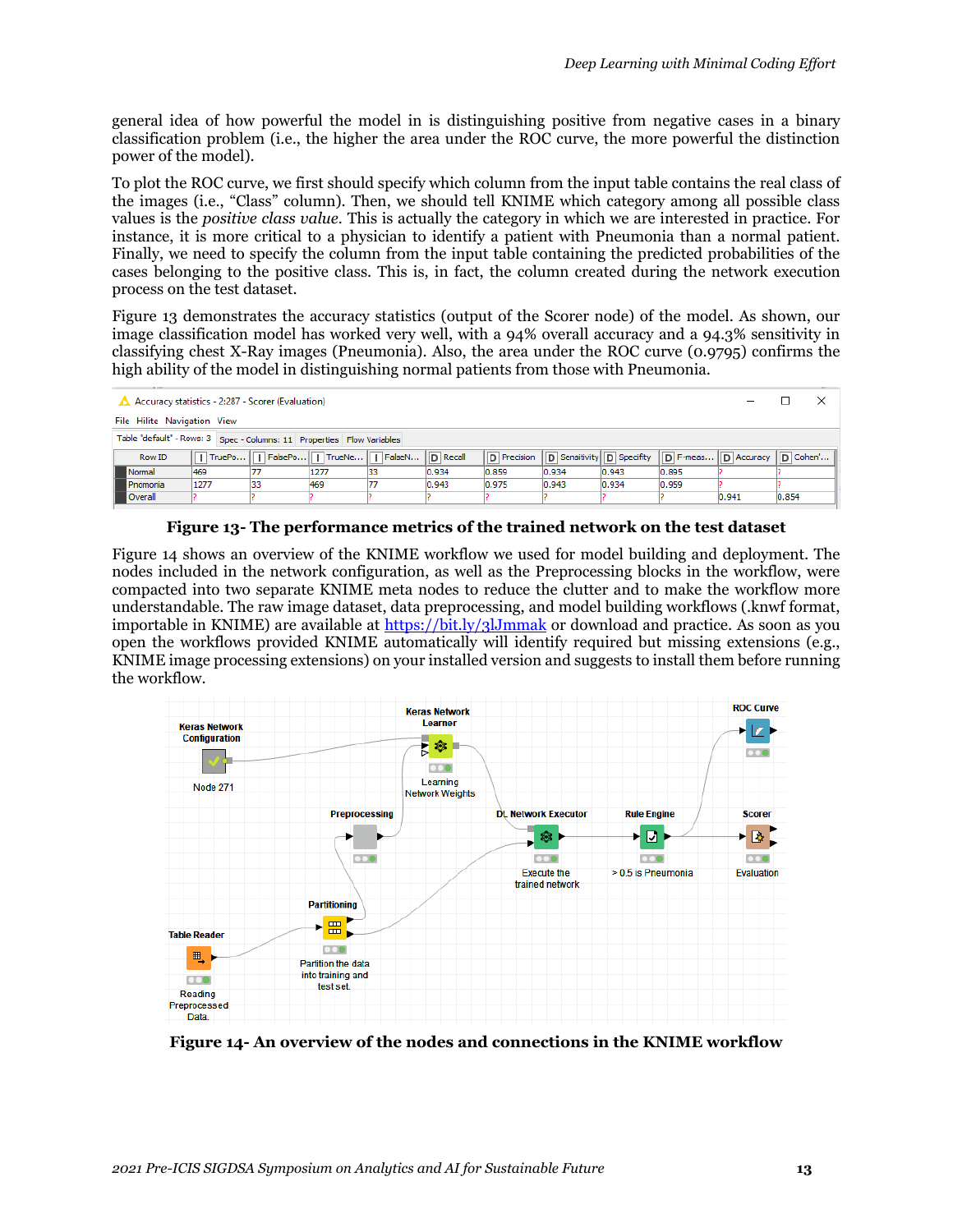general idea of how powerful the model in is distinguishing positive from negative cases in a binary classification problem (i.e., the higher the area under the ROC curve, the more powerful the distinction power of the model).

To plot the ROC curve, we first should specify which column from the input table contains the real class of the images (i.e., "Class" column). Then, we should tell KNIME which category among all possible class values is the *positive class value*. This is actually the category in which we are interested in practice. For instance, it is more critical to a physician to identify a patient with Pneumonia than a normal patient. Finally, we need to specify the column from the input table containing the predicted probabilities of the cases belonging to the positive class. This is, in fact, the column created during the network execution process on the test dataset.

Figure 13 demonstrates the accuracy statistics (output of the Scorer node) of the model. As shown, our image classification model has worked very well, with a 94% overall accuracy and a 94.3% sensitivity in classifying chest X-Ray images (Pneumonia). Also, the area under the ROC curve (0.9795) confirms the high ability of the model in distinguishing normal patients from those with Pneumonia.

| Row ID | TruePo... | FalsePo... | TrueNe... | FalseN... | Recall | Precision | Sensitivity | Specifity | F-meas... | Accuracy | Cohen'... |
|---|---|---|---|---|---|---|---|---|---|---|---|
| Normal | 469 | 77 | 1277 | 33 | 0.934 | 0.859 | 0.934 | 0.943 | 0.895 | ? | ? |
| Pnomonia | 1277 | 33 | 469 | 77 | 0.943 | 0.975 | 0.943 | 0.934 | 0.959 | ? | ? |
| Overall | ? | ? | ? | ? | ? | ? | ? | ? | ? | 0.941 | 0.854 |

**Figure 13- The performance metrics of the trained network on the test dataset**

Figure 14 shows an overview of the KNIME workflow we used for model building and deployment. The nodes included in the network configuration, as well as the Preprocessing blocks in the workflow, were compacted into two separate KNIME meta nodes to reduce the clutter and to make the workflow more understandable. The raw image dataset, data preprocessing, and model building workflows (.knwf format, importable in KNIME) are available at https://bit.ly/3lJmmak or download and practice. As soon as you open the workflows provided KNIME automatically will identify required but missing extensions (e.g., KNIME image processing extensions) on your installed version and suggests to install them before running the workflow.

**Figure 14- An overview of the nodes and connections in the KNIME workflow**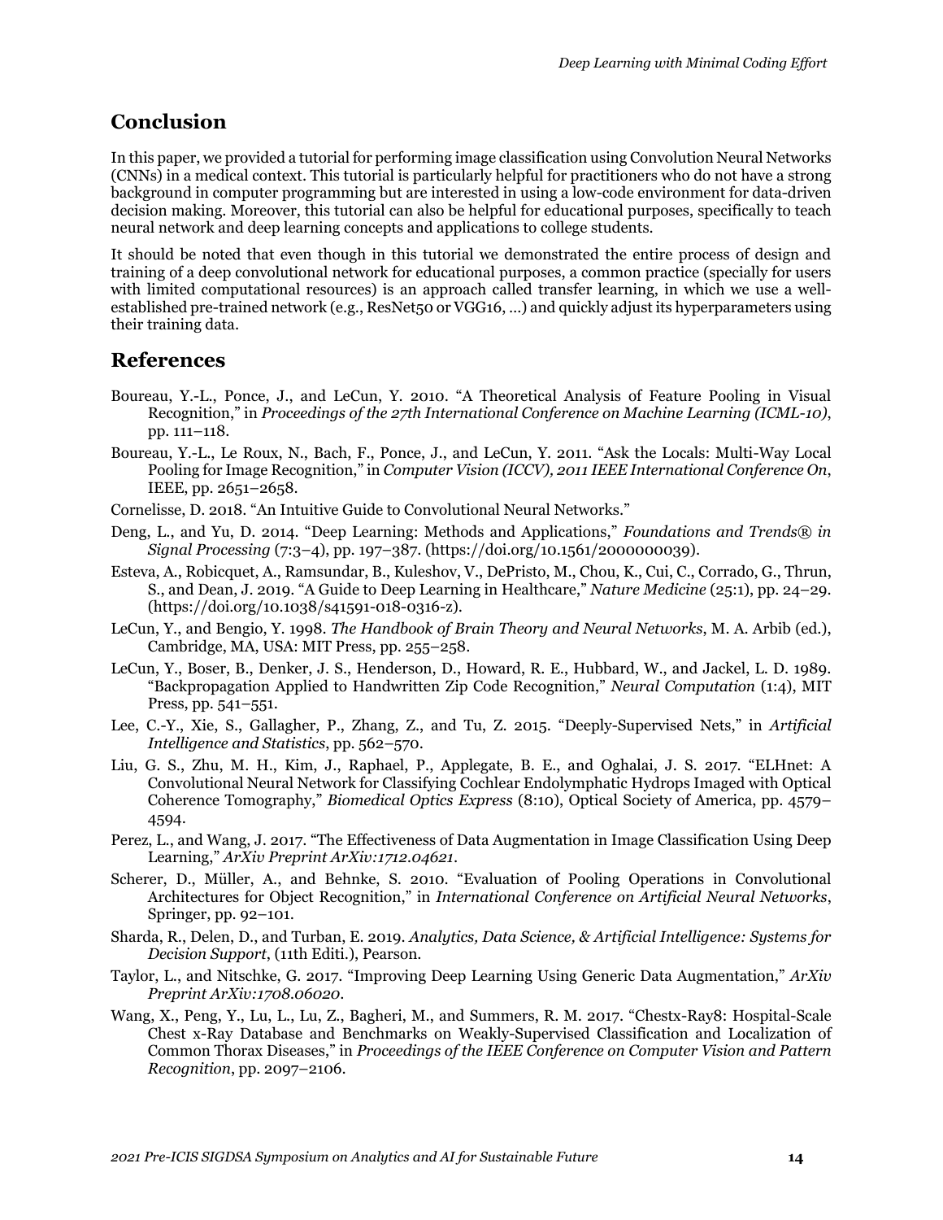## Conclusion

In this paper, we provided a tutorial for performing image classification using Convolution Neural Networks (CNNs) in a medical context. This tutorial is particularly helpful for practitioners who do not have a strong background in computer programming but are interested in using a low-code environment for data-driven decision making. Moreover, this tutorial can also be helpful for educational purposes, specifically to teach neural network and deep learning concepts and applications to college students.

It should be noted that even though in this tutorial we demonstrated the entire process of design and training of a deep convolutional network for educational purposes, a common practice (specially for users with limited computational resources) is an approach called transfer learning, in which we use a well-established pre-trained network (e.g., ResNet50 or VGG16, …) and quickly adjust its hyperparameters using their training data.

## References

Boureau, Y.-L., Ponce, J., and LeCun, Y. 2010. "A Theoretical Analysis of Feature Pooling in Visual Recognition," in *Proceedings of the 27th International Conference on Machine Learning (ICML-10)*, pp. 111–118.

Boureau, Y.-L., Le Roux, N., Bach, F., Ponce, J., and LeCun, Y. 2011. "Ask the Locals: Multi-Way Local Pooling for Image Recognition," in *Computer Vision (ICCV), 2011 IEEE International Conference On*, IEEE, pp. 2651–2658.

Cornelisse, D. 2018. "An Intuitive Guide to Convolutional Neural Networks."

Deng, L., and Yu, D. 2014. "Deep Learning: Methods and Applications," *Foundations and Trends® in Signal Processing* (7:3–4), pp. 197–387. (https://doi.org/10.1561/2000000039).

Esteva, A., Robicquet, A., Ramsundar, B., Kuleshov, V., DePristo, M., Chou, K., Cui, C., Corrado, G., Thrun, S., and Dean, J. 2019. "A Guide to Deep Learning in Healthcare," *Nature Medicine* (25:1), pp. 24–29. (https://doi.org/10.1038/s41591-018-0316-z).

LeCun, Y., and Bengio, Y. 1998. *The Handbook of Brain Theory and Neural Networks*, M. A. Arbib (ed.), Cambridge, MA, USA: MIT Press, pp. 255–258.

LeCun, Y., Boser, B., Denker, J. S., Henderson, D., Howard, R. E., Hubbard, W., and Jackel, L. D. 1989. "Backpropagation Applied to Handwritten Zip Code Recognition," *Neural Computation* (1:4), MIT Press, pp. 541–551.

Lee, C.-Y., Xie, S., Gallagher, P., Zhang, Z., and Tu, Z. 2015. "Deeply-Supervised Nets," in *Artificial Intelligence and Statistics*, pp. 562–570.

Liu, G. S., Zhu, M. H., Kim, J., Raphael, P., Applegate, B. E., and Oghalai, J. S. 2017. "ELHnet: A Convolutional Neural Network for Classifying Cochlear Endolymphatic Hydrops Imaged with Optical Coherence Tomography," *Biomedical Optics Express* (8:10), Optical Society of America, pp. 4579–4594.

Perez, L., and Wang, J. 2017. "The Effectiveness of Data Augmentation in Image Classification Using Deep Learning," *ArXiv Preprint ArXiv:1712.04621*.

Scherer, D., Müller, A., and Behnke, S. 2010. "Evaluation of Pooling Operations in Convolutional Architectures for Object Recognition," in *International Conference on Artificial Neural Networks*, Springer, pp. 92–101.

Sharda, R., Delen, D., and Turban, E. 2019. *Analytics, Data Science, & Artificial Intelligence: Systems for Decision Support*, (11th Editi.), Pearson.

Taylor, L., and Nitschke, G. 2017. "Improving Deep Learning Using Generic Data Augmentation," *ArXiv Preprint ArXiv:1708.06020*.

Wang, X., Peng, Y., Lu, L., Lu, Z., Bagheri, M., and Summers, R. M. 2017. "Chestx-Ray8: Hospital-Scale Chest x-Ray Database and Benchmarks on Weakly-Supervised Classification and Localization of Common Thorax Diseases," in *Proceedings of the IEEE Conference on Computer Vision and Pattern Recognition*, pp. 2097–2106.